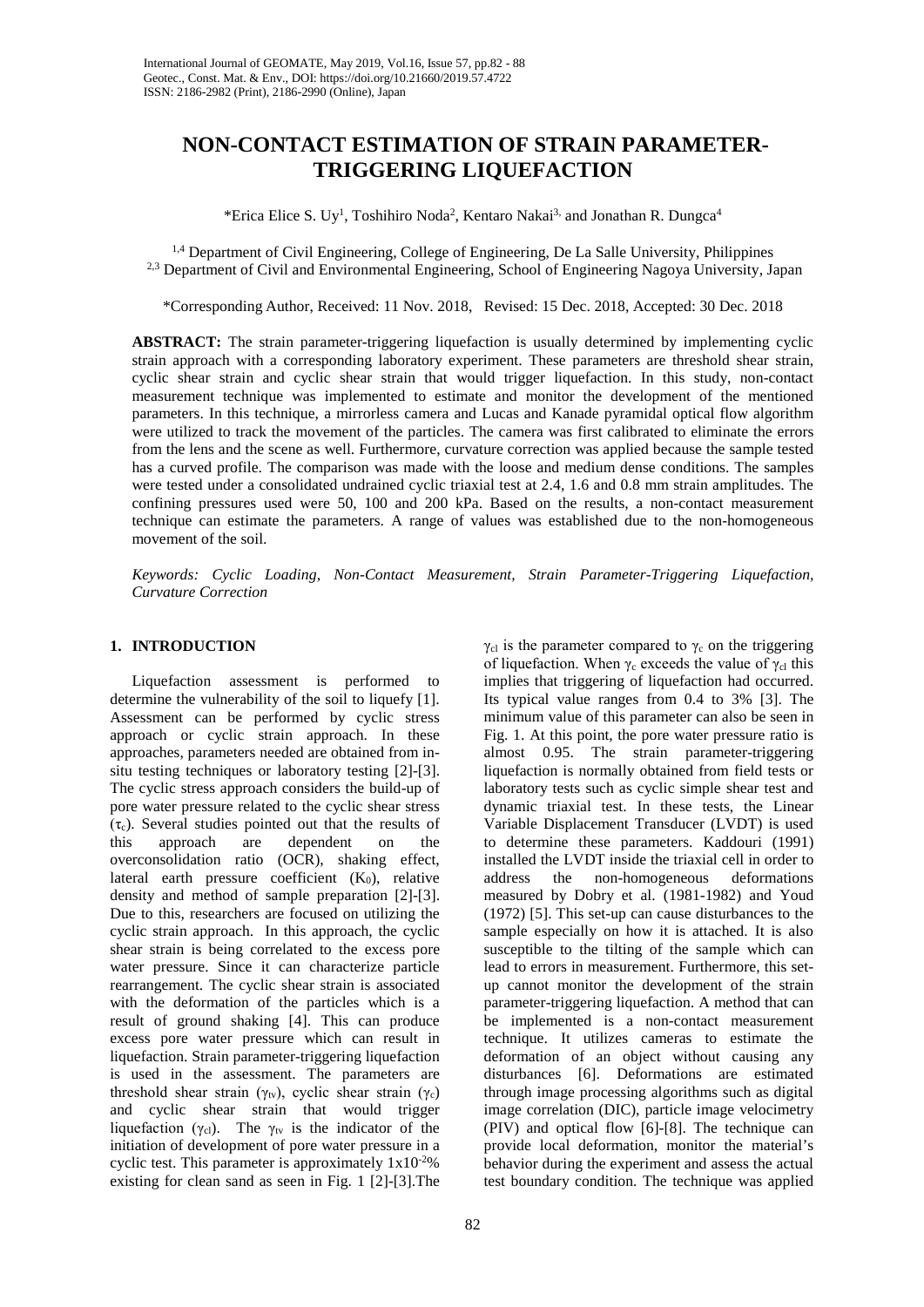# NON-CONTACT ESTIMATION OF STRAIN PARAMETER-TRIGGERING LIQUEFACTION

*Erica Elice S. Uy[1], Toshihiro Noda[2], Kentaro Nakai[3,] and Jonathan R. Dungca[4]

[1,4] Department of Civil Engineering, College of Engineering, De La Salle University, Philippines
[2,3] Department of Civil and Environmental Engineering, School of Engineering Nagoya University, Japan

*Corresponding Author, Received: 11 Nov. 2018, Revised: 15 Dec. 2018, Accepted: 30 Dec. 2018

**ABSTRACT:** The strain parameter-triggering liquefaction is usually determined by implementing cyclic strain approach with a corresponding laboratory experiment. These parameters are threshold shear strain, cyclic shear strain and cyclic shear strain that would trigger liquefaction. In this study, non-contact measurement technique was implemented to estimate and monitor the development of the mentioned parameters. In this technique, a mirrorless camera and Lucas and Kanade pyramidal optical flow algorithm were utilized to track the movement of the particles. The camera was first calibrated to eliminate the errors from the lens and the scene as well. Furthermore, curvature correction was applied because the sample tested has a curved profile. The comparison was made with the loose and medium dense conditions. The samples were tested under a consolidated undrained cyclic triaxial test at 2.4, 1.6 and 0.8 mm strain amplitudes. The confining pressures used were 50, 100 and 200 kPa. Based on the results, a non-contact measurement technique can estimate the parameters. A range of values was established due to the non-homogeneous movement of the soil.

*Keywords: Cyclic Loading, Non-Contact Measurement, Strain Parameter-Triggering Liquefaction, Curvature Correction*

## 1. INTRODUCTION

Liquefaction assessment is performed to determine the vulnerability of the soil to liquefy [1]. Assessment can be performed by cyclic stress approach or cyclic strain approach. In these approaches, parameters needed are obtained from in-situ testing techniques or laboratory testing [2]-[3]. The cyclic stress approach considers the build-up of pore water pressure related to the cyclic shear stress ($\tau_c$). Several studies pointed out that the results of this approach are dependent on the overconsolidation ratio (OCR), shaking effect, lateral earth pressure coefficient ($K_0$), relative density and method of sample preparation [2]-[3]. Due to this, researchers are focused on utilizing the cyclic strain approach. In this approach, the cyclic shear strain is being correlated to the excess pore water pressure. Since it can characterize particle rearrangement. The cyclic shear strain is associated with the deformation of the particles which is a result of ground shaking [4]. This can produce excess pore water pressure which can result in liquefaction. Strain parameter-triggering liquefaction is used in the assessment. The parameters are threshold shear strain ($\gamma_{tv}$), cyclic shear strain ($\gamma_c$) and cyclic shear strain that would trigger liquefaction ($\gamma_{cl}$). The $\gamma_{tv}$ is the indicator of the initiation of development of pore water pressure in a cyclic test. This parameter is approximately $1\text{x}10^{-2}$% existing for clean sand as seen in Fig. 1 [2]-[3].The $\gamma_{cl}$ is the parameter compared to $\gamma_c$ on the triggering of liquefaction. When $\gamma_c$ exceeds the value of $\gamma_{cl}$ this implies that triggering of liquefaction had occurred. Its typical value ranges from 0.4 to 3% [3]. The minimum value of this parameter can also be seen in Fig. 1. At this point, the pore water pressure ratio is almost 0.95. The strain parameter-triggering liquefaction is normally obtained from field tests or laboratory tests such as cyclic simple shear test and dynamic triaxial test. In these tests, the Linear Variable Displacement Transducer (LVDT) is used to determine these parameters. Kaddouri (1991) installed the LVDT inside the triaxial cell in order to address the non-homogeneous deformations measured by Dobry et al. (1981-1982) and Youd (1972) [5]. This set-up can cause disturbances to the sample especially on how it is attached. It is also susceptible to the tilting of the sample which can lead to errors in measurement. Furthermore, this set-up cannot monitor the development of the strain parameter-triggering liquefaction. A method that can be implemented is a non-contact measurement technique. It utilizes cameras to estimate the deformation of an object without causing any disturbances [6]. Deformations are estimated through image processing algorithms such as digital image correlation (DIC), particle image velocimetry (PIV) and optical flow [6]-[8]. The technique can provide local deformation, monitor the material's behavior during the experiment and assess the actual test boundary condition. The technique was applied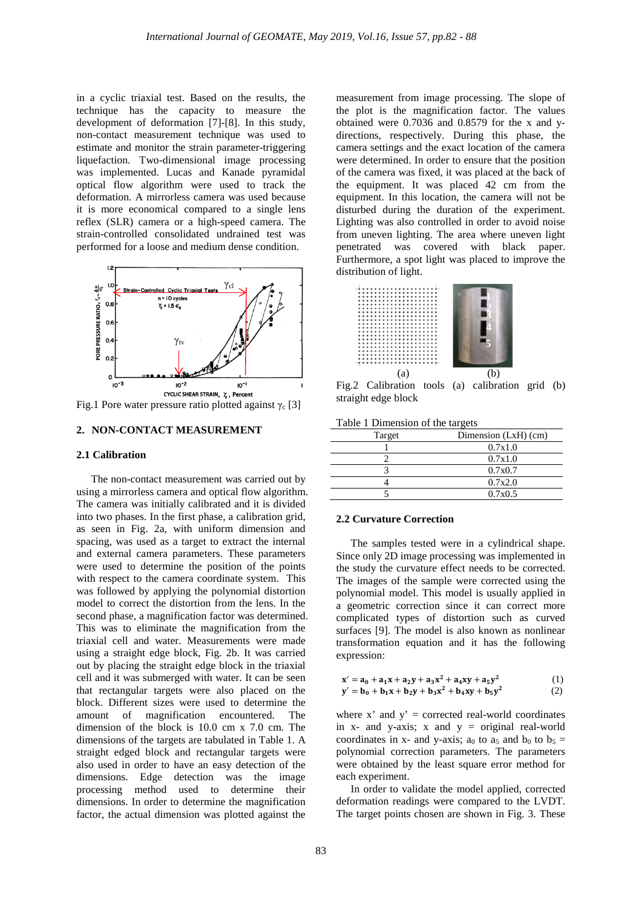in a cyclic triaxial test. Based on the results, the technique has the capacity to measure the development of deformation [7]-[8]. In this study, non-contact measurement technique was used to estimate and monitor the strain parameter-triggering liquefaction. Two-dimensional image processing was implemented. Lucas and Kanade pyramidal optical flow algorithm were used to track the deformation. A mirrorless camera was used because it is more economical compared to a single lens reflex (SLR) camera or a high-speed camera. The strain-controlled consolidated undrained test was performed for a loose and medium dense condition.

Fig.1 Pore water pressure ratio plotted against $\gamma_c$ [3]

## 2. NON-CONTACT MEASUREMENT

### 2.1 Calibration

The non-contact measurement was carried out by using a mirrorless camera and optical flow algorithm. The camera was initially calibrated and it is divided into two phases. In the first phase, a calibration grid, as seen in Fig. 2a, with uniform dimension and spacing, was used as a target to extract the internal and external camera parameters. These parameters were used to determine the position of the points with respect to the camera coordinate system. This was followed by applying the polynomial distortion model to correct the distortion from the lens. In the second phase, a magnification factor was determined. This was to eliminate the magnification from the triaxial cell and water. Measurements were made using a straight edge block, Fig. 2b. It was carried out by placing the straight edge block in the triaxial cell and it was submerged with water. It can be seen that rectangular targets were also placed on the block. Different sizes were used to determine the amount of magnification encountered. The dimension of the block is 10.0 cm x 7.0 cm. The dimensions of the targets are tabulated in Table 1. A straight edged block and rectangular targets were also used in order to have an easy detection of the dimensions. Edge detection was the image processing method used to determine their dimensions. In order to determine the magnification factor, the actual dimension was plotted against the measurement from image processing. The slope of the plot is the magnification factor. The values obtained were 0.7036 and 0.8579 for the x and y-directions, respectively. During this phase, the camera settings and the exact location of the camera were determined. In order to ensure that the position of the camera was fixed, it was placed at the back of the equipment. It was placed 42 cm from the equipment. In this location, the camera will not be disturbed during the duration of the experiment. Lighting was also controlled in order to avoid noise from uneven lighting. The area where uneven light penetrated was covered with black paper. Furthermore, a spot light was placed to improve the distribution of light.

Fig.2 Calibration tools (a) calibration grid (b) straight edge block

Table 1 Dimension of the targets

| Target | Dimension (LxH) (cm) |
|---|---|
| 1 | 0.7x1.0 |
| 2 | 0.7x1.0 |
| 3 | 0.7x0.7 |
| 4 | 0.7x2.0 |
| 5 | 0.7x0.5 |

### 2.2 Curvature Correction

The samples tested were in a cylindrical shape. Since only 2D image processing was implemented in the study the curvature effect needs to be corrected. The images of the sample were corrected using the polynomial model. This model is usually applied in a geometric correction since it can correct more complicated types of distortion such as curved surfaces [9]. The model is also known as nonlinear transformation equation and it has the following expression:

$$x' = a_0 + a_1x + a_2y + a_3x^2 + a_4xy + a_5y^2 \quad (1)$$

$$y' = b_0 + b_1x + b_2y + b_3x^2 + b_4xy + b_5y^2 \quad (2)$$

where x' and y' = corrected real-world coordinates in x- and y-axis; x and y = original real-world coordinates in x- and y-axis; $a_0$ to $a_5$ and $b_0$ to $b_5$ = polynomial correction parameters. The parameters were obtained by the least square error method for each experiment.

In order to validate the model applied, corrected deformation readings were compared to the LVDT. The target points chosen are shown in Fig. 3. These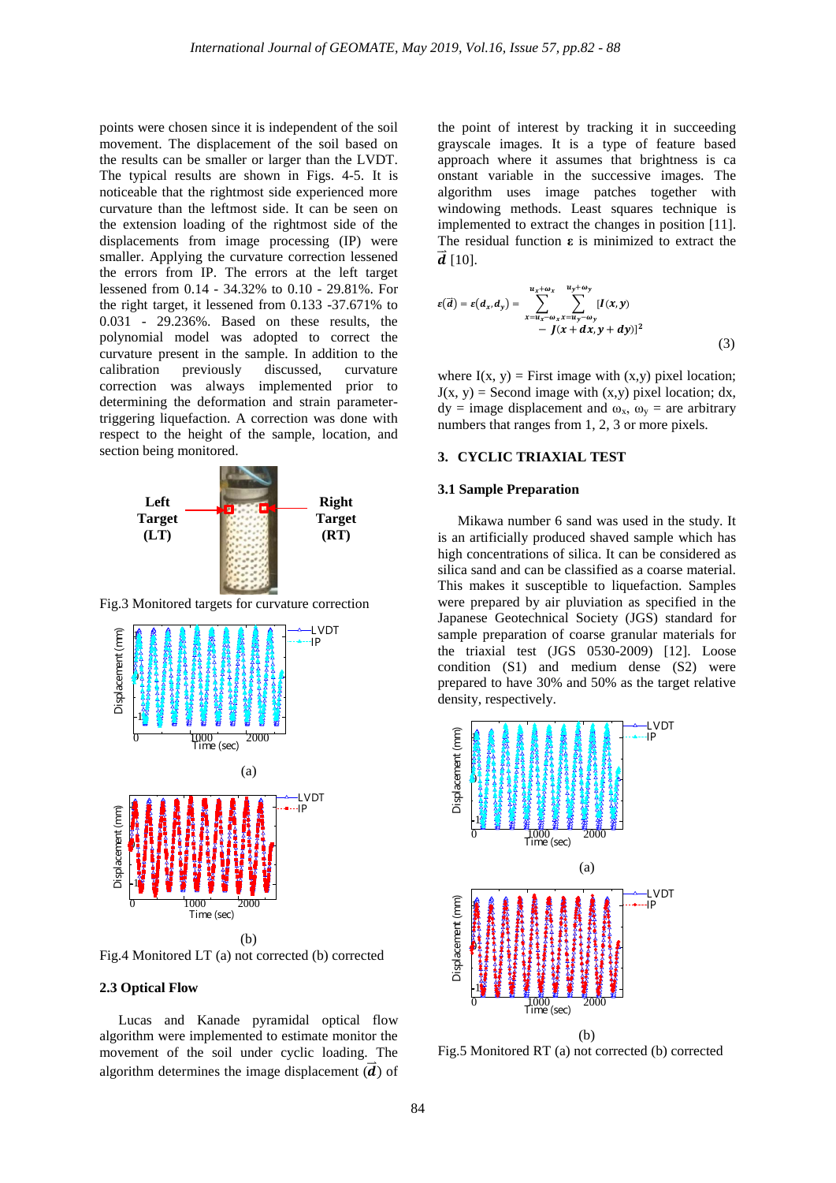points were chosen since it is independent of the soil movement. The displacement of the soil based on the results can be smaller or larger than the LVDT. The typical results are shown in Figs. 4-5. It is noticeable that the rightmost side experienced more curvature than the leftmost side. It can be seen on the extension loading of the rightmost side of the displacements from image processing (IP) were smaller. Applying the curvature correction lessened the errors from IP. The errors at the left target lessened from 0.14 - 34.32% to 0.10 - 29.81%. For the right target, it lessened from 0.133 -37.671% to 0.031 - 29.236%. Based on these results, the polynomial model was adopted to correct the curvature present in the sample. In addition to the calibration previously discussed, curvature correction was always implemented prior to determining the deformation and strain parameter-triggering liquefaction. A correction was done with respect to the height of the sample, location, and section being monitored.

Fig.3 Monitored targets for curvature correction

(a)

(b)

Fig.4 Monitored LT (a) not corrected (b) corrected

### 2.3 Optical Flow

Lucas and Kanade pyramidal optical flow algorithm were implemented to estimate monitor the movement of the soil under cyclic loading. The algorithm determines the image displacement ($\vec{d}$) of the point of interest by tracking it in succeeding grayscale images. It is a type of feature based approach where it assumes that brightness is ca onstant variable in the successive images. The algorithm uses image patches together with windowing methods. Least squares technique is implemented to extract the changes in position [11]. The residual function $\boldsymbol{\varepsilon}$ is minimized to extract the $\vec{d}$ [10].

$$\varepsilon(\vec{d}) = \varepsilon(d_x, d_y) = \sum_{x=u_x-\omega_x}^{u_x+\omega_x} \sum_{x=u_y-\omega_y}^{u_y+\omega_y} [I(x,y) - J(x+dx, y+dy)]^2 \tag{3}$$

where I(x, y) = First image with (x,y) pixel location; J(x, y) = Second image with (x,y) pixel location; dx, dy = image displacement and $\omega_x$, $\omega_y$ = are arbitrary numbers that ranges from 1, 2, 3 or more pixels.

## 3. CYCLIC TRIAXIAL TEST

### 3.1 Sample Preparation

Mikawa number 6 sand was used in the study. It is an artificially produced shaved sample which has high concentrations of silica. It can be considered as silica sand and can be classified as a coarse material. This makes it susceptible to liquefaction. Samples were prepared by air pluviation as specified in the Japanese Geotechnical Society (JGS) standard for sample preparation of coarse granular materials for the triaxial test (JGS 0530-2009) [12]. Loose condition (S1) and medium dense (S2) were prepared to have 30% and 50% as the target relative density, respectively.

(a)

(b)

Fig.5 Monitored RT (a) not corrected (b) corrected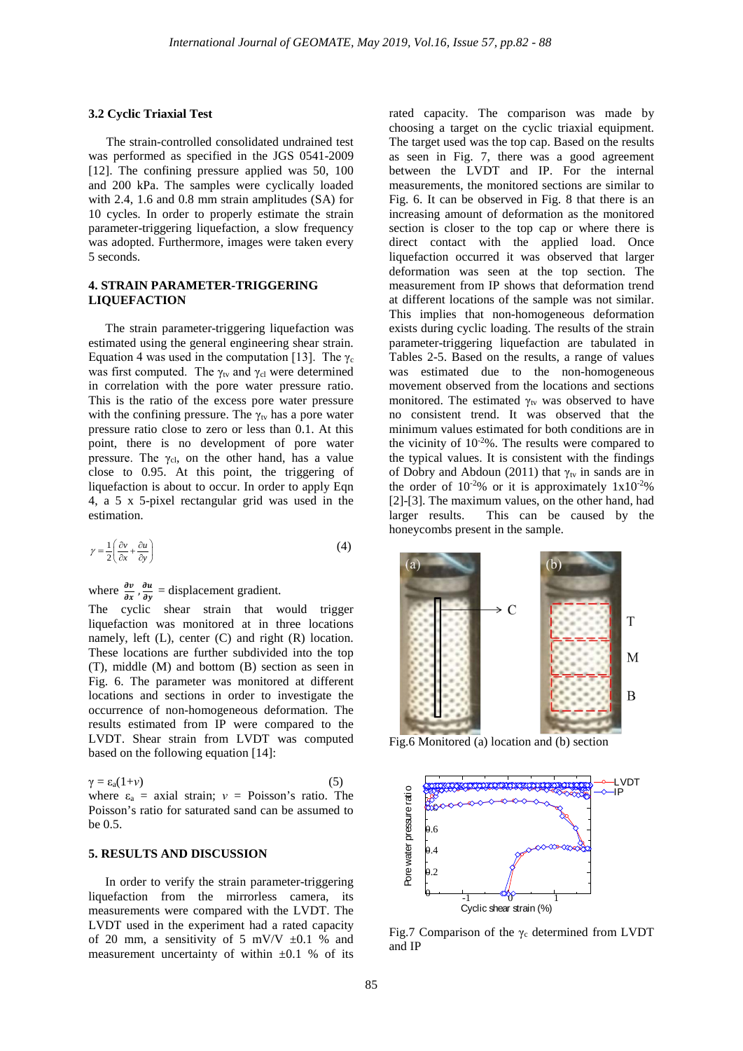### 3.2 Cyclic Triaxial Test

The strain-controlled consolidated undrained test was performed as specified in the JGS 0541-2009 [12]. The confining pressure applied was 50, 100 and 200 kPa. The samples were cyclically loaded with 2.4, 1.6 and 0.8 mm strain amplitudes (SA) for 10 cycles. In order to properly estimate the strain parameter-triggering liquefaction, a slow frequency was adopted. Furthermore, images were taken every 5 seconds.

## 4. STRAIN PARAMETER-TRIGGERING LIQUEFACTION

The strain parameter-triggering liquefaction was estimated using the general engineering shear strain. Equation 4 was used in the computation [13]. The $\gamma_c$ was first computed. The $\gamma_{tv}$ and $\gamma_{cl}$ were determined in correlation with the pore water pressure ratio. This is the ratio of the excess pore water pressure with the confining pressure. The $\gamma_{tv}$ has a pore water pressure ratio close to zero or less than 0.1. At this point, there is no development of pore water pressure. The $\gamma_{cl}$, on the other hand, has a value close to 0.95. At this point, the triggering of liquefaction is about to occur. In order to apply Eqn 4, a 5 x 5-pixel rectangular grid was used in the estimation.

$$\gamma = \frac{1}{2}\left(\frac{\partial v}{\partial x} + \frac{\partial u}{\partial y}\right) \tag{4}$$

where $\frac{\partial v}{\partial x}, \frac{\partial u}{\partial y}$ = displacement gradient.

The cyclic shear strain that would trigger liquefaction was monitored at in three locations namely, left (L), center (C) and right (R) location. These locations are further subdivided into the top (T), middle (M) and bottom (B) section as seen in Fig. 6. The parameter was monitored at different locations and sections in order to investigate the occurrence of non-homogeneous deformation. The results estimated from IP were compared to the LVDT. Shear strain from LVDT was computed based on the following equation [14]:

$$\gamma = \varepsilon_a(1+\nu) \tag{5}$$

where $\varepsilon_a$ = axial strain; $\nu$ = Poisson's ratio. The Poisson's ratio for saturated sand can be assumed to be 0.5.

## 5. RESULTS AND DISCUSSION

In order to verify the strain parameter-triggering liquefaction from the mirrorless camera, its measurements were compared with the LVDT. The LVDT used in the experiment had a rated capacity of 20 mm, a sensitivity of 5 mV/V ±0.1 % and measurement uncertainty of within ±0.1 % of its rated capacity. The comparison was made by choosing a target on the cyclic triaxial equipment. The target used was the top cap. Based on the results as seen in Fig. 7, there was a good agreement between the LVDT and IP. For the internal measurements, the monitored sections are similar to Fig. 6. It can be observed in Fig. 8 that there is an increasing amount of deformation as the monitored section is closer to the top cap or where there is direct contact with the applied load. Once liquefaction occurred it was observed that larger deformation was seen at the top section. The measurement from IP shows that deformation trend at different locations of the sample was not similar. This implies that non-homogeneous deformation exists during cyclic loading. The results of the strain parameter-triggering liquefaction are tabulated in Tables 2-5. Based on the results, a range of values was estimated due to the non-homogeneous movement observed from the locations and sections monitored. The estimated $\gamma_{tv}$ was observed to have no consistent trend. It was observed that the minimum values estimated for both conditions are in the vicinity of $10^{-2}$%. The results were compared to the typical values. It is consistent with the findings of Dobry and Abdoun (2011) that $\gamma_{tv}$ in sands are in the order of $10^{-2}$% or it is approximately $1\text{x}10^{-2}$% [2]-[3]. The maximum values, on the other hand, had larger results. This can be caused by the honeycombs present in the sample.

Fig.6 Monitored (a) location and (b) section

Fig.7 Comparison of the $\gamma_c$ determined from LVDT and IP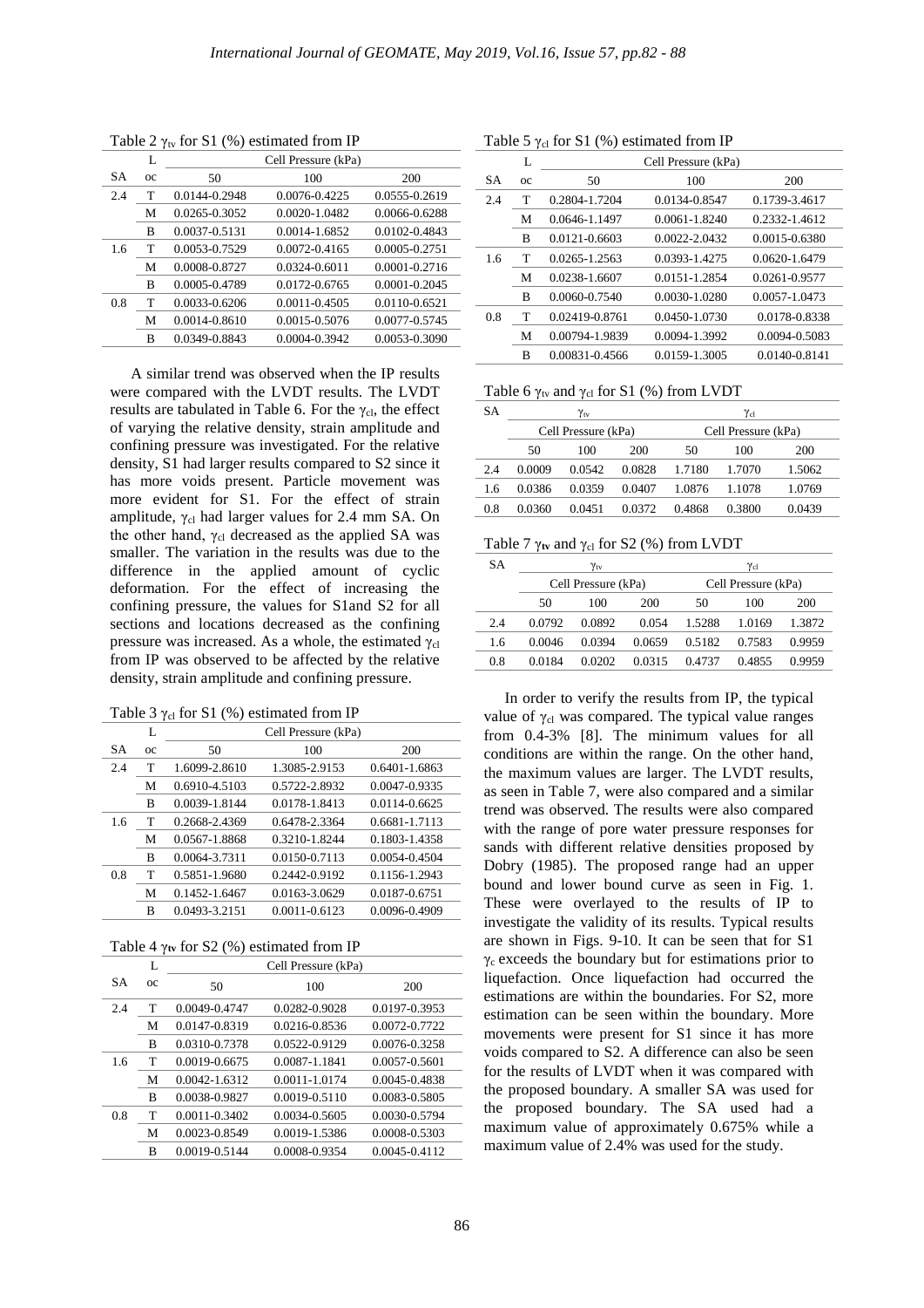Table 2 $\gamma_{tv}$ for S1 (%) estimated from IP

| SA | Loc | Cell Pressure (kPa) 50 | 100 | 200 |
|---|---|---|---|---|
| 2.4 | T | 0.0144-0.2948 | 0.0076-0.4225 | 0.0555-0.2619 |
| | M | 0.0265-0.3052 | 0.0020-1.0482 | 0.0066-0.6288 |
| | B | 0.0037-0.5131 | 0.0014-1.6852 | 0.0102-0.4843 |
| 1.6 | T | 0.0053-0.7529 | 0.0072-0.4165 | 0.0005-0.2751 |
| | M | 0.0008-0.8727 | 0.0324-0.6011 | 0.0001-0.2716 |
| | B | 0.0005-0.4789 | 0.0172-0.6765 | 0.0001-0.2045 |
| 0.8 | T | 0.0033-0.6206 | 0.0011-0.4505 | 0.0110-0.6521 |
| | M | 0.0014-0.8610 | 0.0015-0.5076 | 0.0077-0.5745 |
| | B | 0.0349-0.8843 | 0.0004-0.3942 | 0.0053-0.3090 |

A similar trend was observed when the IP results were compared with the LVDT results. The LVDT results are tabulated in Table 6. For the $\gamma_{cl}$, the effect of varying the relative density, strain amplitude and confining pressure was investigated. For the relative density, S1 had larger results compared to S2 since it has more voids present. Particle movement was more evident for S1. For the effect of strain amplitude, $\gamma_{cl}$ had larger values for 2.4 mm SA. On the other hand, $\gamma_{cl}$ decreased as the applied SA was smaller. The variation in the results was due to the difference in the applied amount of cyclic deformation. For the effect of increasing the confining pressure, the values for S1and S2 for all sections and locations decreased as the confining pressure was increased. As a whole, the estimated $\gamma_{cl}$ from IP was observed to be affected by the relative density, strain amplitude and confining pressure.

Table 3 $\gamma_{cl}$ for S1 (%) estimated from IP

| SA | Loc | Cell Pressure (kPa) 50 | 100 | 200 |
|---|---|---|---|---|
| 2.4 | T | 1.6099-2.8610 | 1.3085-2.9153 | 0.6401-1.6863 |
| | M | 0.6910-4.5103 | 0.5722-2.8932 | 0.0047-0.9335 |
| | B | 0.0039-1.8144 | 0.0178-1.8413 | 0.0114-0.6625 |
| 1.6 | T | 0.2668-2.4369 | 0.6478-2.3364 | 0.6681-1.7113 |
| | M | 0.0567-1.8868 | 0.3210-1.8244 | 0.1803-1.4358 |
| | B | 0.0064-3.7311 | 0.0150-0.7113 | 0.0054-0.4504 |
| 0.8 | T | 0.5851-1.9680 | 0.2442-0.9192 | 0.1156-1.2943 |
| | M | 0.1452-1.6467 | 0.0163-3.0629 | 0.0187-0.6751 |
| | B | 0.0493-3.2151 | 0.0011-0.6123 | 0.0096-0.4909 |

Table 4 $\gamma_{tv}$ for S2 (%) estimated from IP

| SA | Loc | Cell Pressure (kPa) 50 | 100 | 200 |
|---|---|---|---|---|
| 2.4 | T | 0.0049-0.4747 | 0.0282-0.9028 | 0.0197-0.3953 |
| | M | 0.0147-0.8319 | 0.0216-0.8536 | 0.0072-0.7722 |
| | B | 0.0310-0.7378 | 0.0522-0.9129 | 0.0076-0.3258 |
| 1.6 | T | 0.0019-0.6675 | 0.0087-1.1841 | 0.0057-0.5601 |
| | M | 0.0042-1.6312 | 0.0011-1.0174 | 0.0045-0.4838 |
| | B | 0.0038-0.9827 | 0.0019-0.5110 | 0.0083-0.5805 |
| 0.8 | T | 0.0011-0.3402 | 0.0034-0.5605 | 0.0030-0.5794 |
| | M | 0.0023-0.8549 | 0.0019-1.5386 | 0.0008-0.5303 |
| | B | 0.0019-0.5144 | 0.0008-0.9354 | 0.0045-0.4112 |

Table 5 $\gamma_{cl}$ for S1 (%) estimated from IP

| SA | Loc | Cell Pressure (kPa) 50 | 100 | 200 |
|---|---|---|---|---|
| 2.4 | T | 0.2804-1.7204 | 0.0134-0.8547 | 0.1739-3.4617 |
| | M | 0.0646-1.1497 | 0.0061-1.8240 | 0.2332-1.4612 |
| | B | 0.0121-0.6603 | 0.0022-2.0432 | 0.0015-0.6380 |
| 1.6 | T | 0.0265-1.2563 | 0.0393-1.4275 | 0.0620-1.6479 |
| | M | 0.0238-1.6607 | 0.0151-1.2854 | 0.0261-0.9577 |
| | B | 0.0060-0.7540 | 0.0030-1.0280 | 0.0057-1.0473 |
| 0.8 | T | 0.02419-0.8761 | 0.0450-1.0730 | 0.0178-0.8338 |
| | M | 0.00794-1.9839 | 0.0094-1.3992 | 0.0094-0.5083 |
| | B | 0.00831-0.4566 | 0.0159-1.3005 | 0.0140-0.8141 |

Table 6 $\gamma_{tv}$ and $\gamma_{cl}$ for S1 (%) from LVDT

| SA | $\gamma_{tv}$ Cell Pressure (kPa) 50 | 100 | 200 | $\gamma_{cl}$ Cell Pressure (kPa) 50 | 100 | 200 |
|---|---|---|---|---|---|---|
| 2.4 | 0.0009 | 0.0542 | 0.0828 | 1.7180 | 1.7070 | 1.5062 |
| 1.6 | 0.0386 | 0.0359 | 0.0407 | 1.0876 | 1.1078 | 1.0769 |
| 0.8 | 0.0360 | 0.0451 | 0.0372 | 0.4868 | 0.3800 | 0.0439 |

Table 7 $\gamma_{tv}$ and $\gamma_{cl}$ for S2 (%) from LVDT

| SA | $\gamma_{tv}$ Cell Pressure (kPa) 50 | 100 | 200 | $\gamma_{cl}$ Cell Pressure (kPa) 50 | 100 | 200 |
|---|---|---|---|---|---|---|
| 2.4 | 0.0792 | 0.0892 | 0.054 | 1.5288 | 1.0169 | 1.3872 |
| 1.6 | 0.0046 | 0.0394 | 0.0659 | 0.5182 | 0.7583 | 0.9959 |
| 0.8 | 0.0184 | 0.0202 | 0.0315 | 0.4737 | 0.4855 | 0.9959 |

In order to verify the results from IP, the typical value of $\gamma_{cl}$ was compared. The typical value ranges from 0.4-3% [8]. The minimum values for all conditions are within the range. On the other hand, the maximum values are larger. The LVDT results, as seen in Table 7, were also compared and a similar trend was observed. The results were also compared with the range of pore water pressure responses for sands with different relative densities proposed by Dobry (1985). The proposed range had an upper bound and lower bound curve as seen in Fig. 1. These were overlayed to the results of IP to investigate the validity of its results. Typical results are shown in Figs. 9-10. It can be seen that for S1 $\gamma_c$ exceeds the boundary but for estimations prior to liquefaction. Once liquefaction had occurred the estimations are within the boundaries. For S2, more estimation can be seen within the boundary. More movements were present for S1 since it has more voids compared to S2. A difference can also be seen for the results of LVDT when it was compared with the proposed boundary. A smaller SA was used for the proposed boundary. The SA used had a maximum value of approximately 0.675% while a maximum value of 2.4% was used for the study.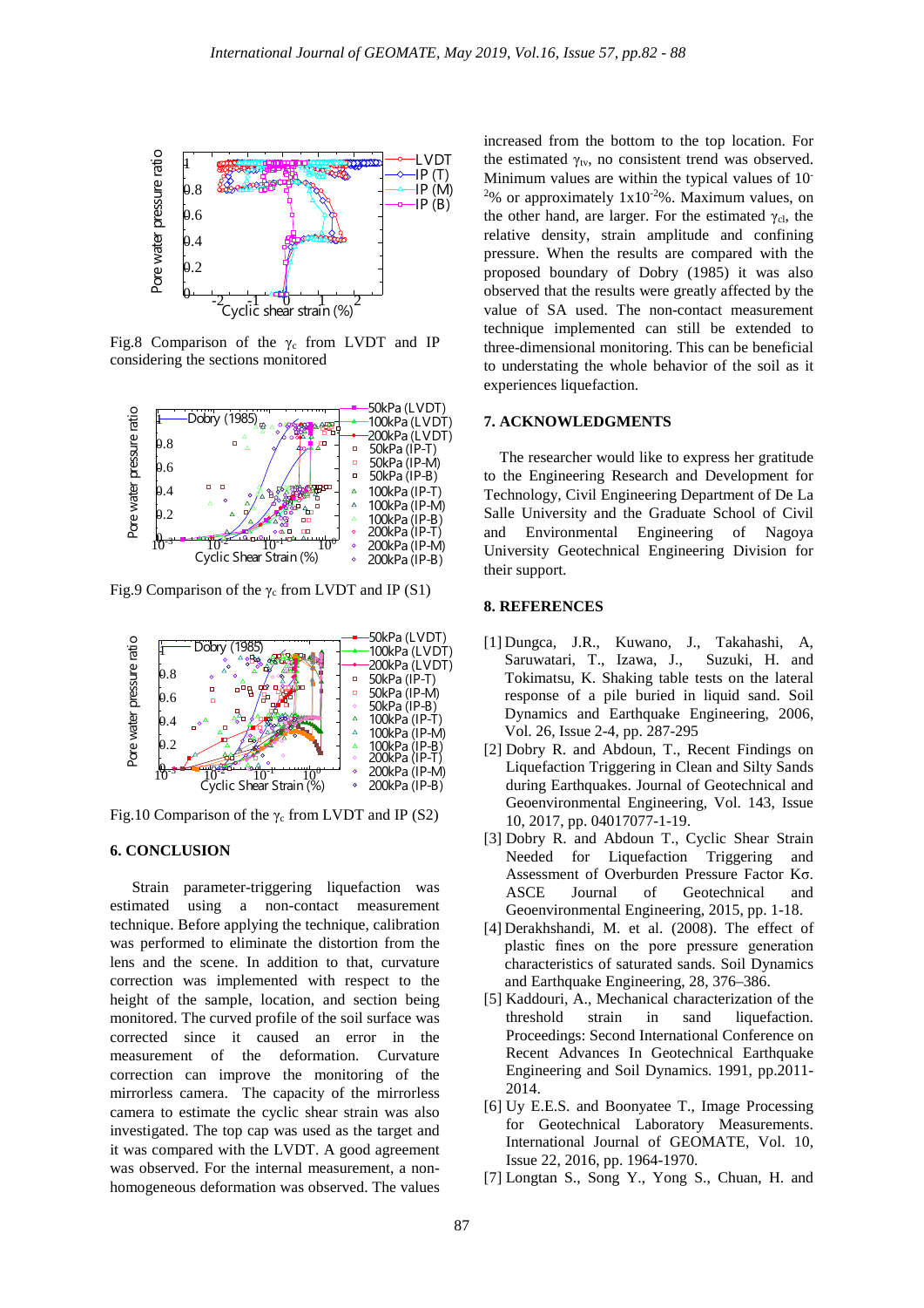Fig.8 Comparison of the $\gamma_c$ from LVDT and IP considering the sections monitored

Fig.9 Comparison of the $\gamma_c$ from LVDT and IP (S1)

Fig.10 Comparison of the $\gamma_c$ from LVDT and IP (S2)

## 6. CONCLUSION

Strain parameter-triggering liquefaction was estimated using a non-contact measurement technique. Before applying the technique, calibration was performed to eliminate the distortion from the lens and the scene. In addition to that, curvature correction was implemented with respect to the height of the sample, location, and section being monitored. The curved profile of the soil surface was corrected since it caused an error in the measurement of the deformation. Curvature correction can improve the monitoring of the mirrorless camera. The capacity of the mirrorless camera to estimate the cyclic shear strain was also investigated. The top cap was used as the target and it was compared with the LVDT. A good agreement was observed. For the internal measurement, a non-homogeneous deformation was observed. The values increased from the bottom to the top location. For the estimated $\gamma_{tv}$, no consistent trend was observed. Minimum values are within the typical values of $10^{-2}$% or approximately $1 \times 10^{-2}$%. Maximum values, on the other hand, are larger. For the estimated $\gamma_{cl}$, the relative density, strain amplitude and confining pressure. When the results are compared with the proposed boundary of Dobry (1985) it was also observed that the results were greatly affected by the value of SA used. The non-contact measurement technique implemented can still be extended to three-dimensional monitoring. This can be beneficial to understating the whole behavior of the soil as it experiences liquefaction.

## 7. ACKNOWLEDGMENTS

The researcher would like to express her gratitude to the Engineering Research and Development for Technology, Civil Engineering Department of De La Salle University and the Graduate School of Civil and Environmental Engineering of Nagoya University Geotechnical Engineering Division for their support.

## 8. REFERENCES

[1] Dungca, J.R., Kuwano, J., Takahashi, A, Saruwatari, T., Izawa, J., Suzuki, H. and Tokimatsu, K. Shaking table tests on the lateral response of a pile buried in liquid sand. Soil Dynamics and Earthquake Engineering, 2006, Vol. 26, Issue 2-4, pp. 287-295

[2] Dobry R. and Abdoun, T., Recent Findings on Liquefaction Triggering in Clean and Silty Sands during Earthquakes. Journal of Geotechnical and Geoenvironmental Engineering, Vol. 143, Issue 10, 2017, pp. 04017077-1-19.

[3] Dobry R. and Abdoun T., Cyclic Shear Strain Needed for Liquefaction Triggering and Assessment of Overburden Pressure Factor Kσ. ASCE Journal of Geotechnical and Geoenvironmental Engineering, 2015, pp. 1-18.

[4] Derakhshandi, M. et al. (2008). The effect of plastic fines on the pore pressure generation characteristics of saturated sands. Soil Dynamics and Earthquake Engineering, 28, 376–386.

[5] Kaddouri, A., Mechanical characterization of the threshold strain in sand liquefaction. Proceedings: Second International Conference on Recent Advances In Geotechnical Earthquake Engineering and Soil Dynamics. 1991, pp.2011-2014.

[6] Uy E.E.S. and Boonyatee T., Image Processing for Geotechnical Laboratory Measurements. International Journal of GEOMATE, Vol. 10, Issue 22, 2016, pp. 1964-1970.

[7] Longtan S., Song Y., Yong S., Chuan, H. and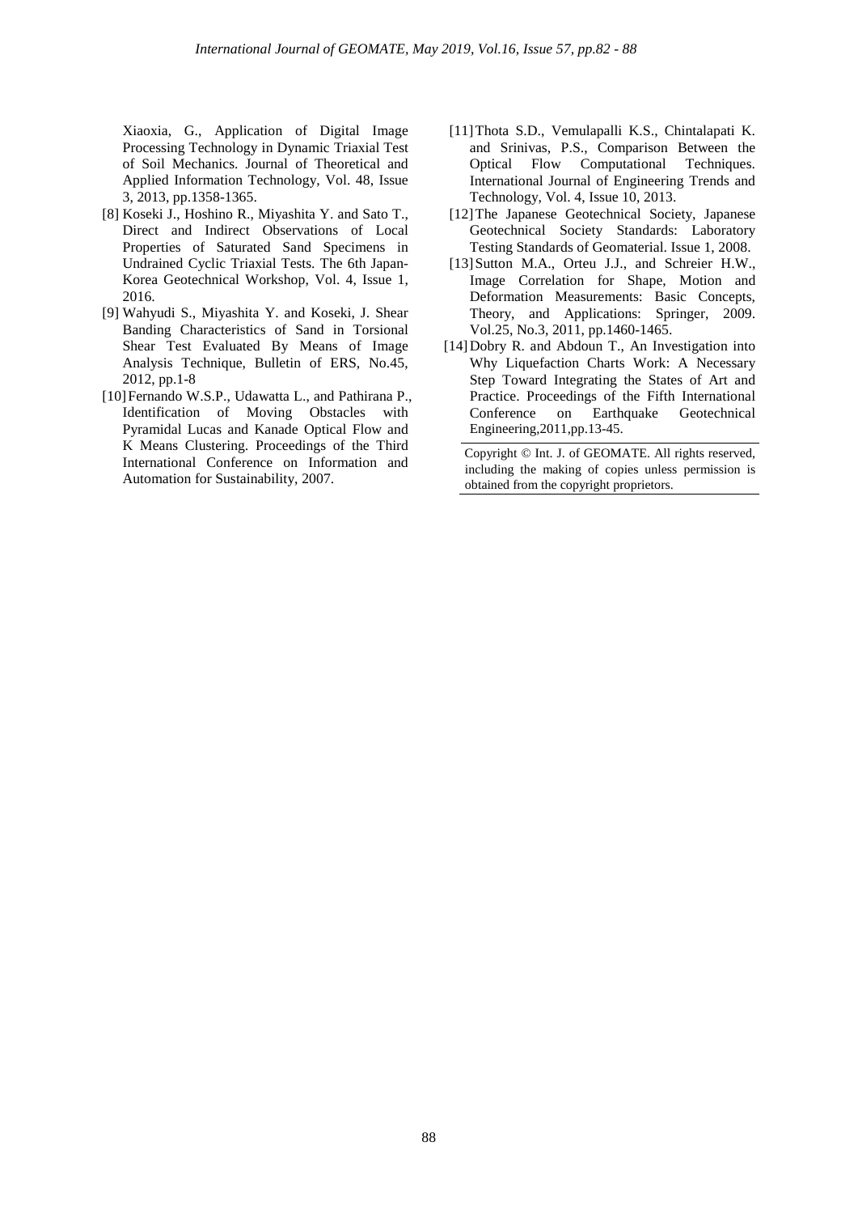Xiaoxia, G., Application of Digital Image Processing Technology in Dynamic Triaxial Test of Soil Mechanics. Journal of Theoretical and Applied Information Technology, Vol. 48, Issue 3, 2013, pp.1358-1365.

[8] Koseki J., Hoshino R., Miyashita Y. and Sato T., Direct and Indirect Observations of Local Properties of Saturated Sand Specimens in Undrained Cyclic Triaxial Tests. The 6th Japan-Korea Geotechnical Workshop, Vol. 4, Issue 1, 2016.

[9] Wahyudi S., Miyashita Y. and Koseki, J. Shear Banding Characteristics of Sand in Torsional Shear Test Evaluated By Means of Image Analysis Technique, Bulletin of ERS, No.45, 2012, pp.1-8

[10] Fernando W.S.P., Udawatta L., and Pathirana P., Identification of Moving Obstacles with Pyramidal Lucas and Kanade Optical Flow and K Means Clustering. Proceedings of the Third International Conference on Information and Automation for Sustainability, 2007.

[11] Thota S.D., Vemulapalli K.S., Chintalapati K. and Srinivas, P.S., Comparison Between the Optical Flow Computational Techniques. International Journal of Engineering Trends and Technology, Vol. 4, Issue 10, 2013.

[12] The Japanese Geotechnical Society, Japanese Geotechnical Society Standards: Laboratory Testing Standards of Geomaterial. Issue 1, 2008.

[13] Sutton M.A., Orteu J.J., and Schreier H.W., Image Correlation for Shape, Motion and Deformation Measurements: Basic Concepts, Theory, and Applications: Springer, 2009. Vol.25, No.3, 2011, pp.1460-1465.

[14] Dobry R. and Abdoun T., An Investigation into Why Liquefaction Charts Work: A Necessary Step Toward Integrating the States of Art and Practice. Proceedings of the Fifth International Conference on Earthquake Geotechnical Engineering,2011,pp.13-45.

---

Copyright © Int. J. of GEOMATE. All rights reserved, including the making of copies unless permission is obtained from the copyright proprietors.